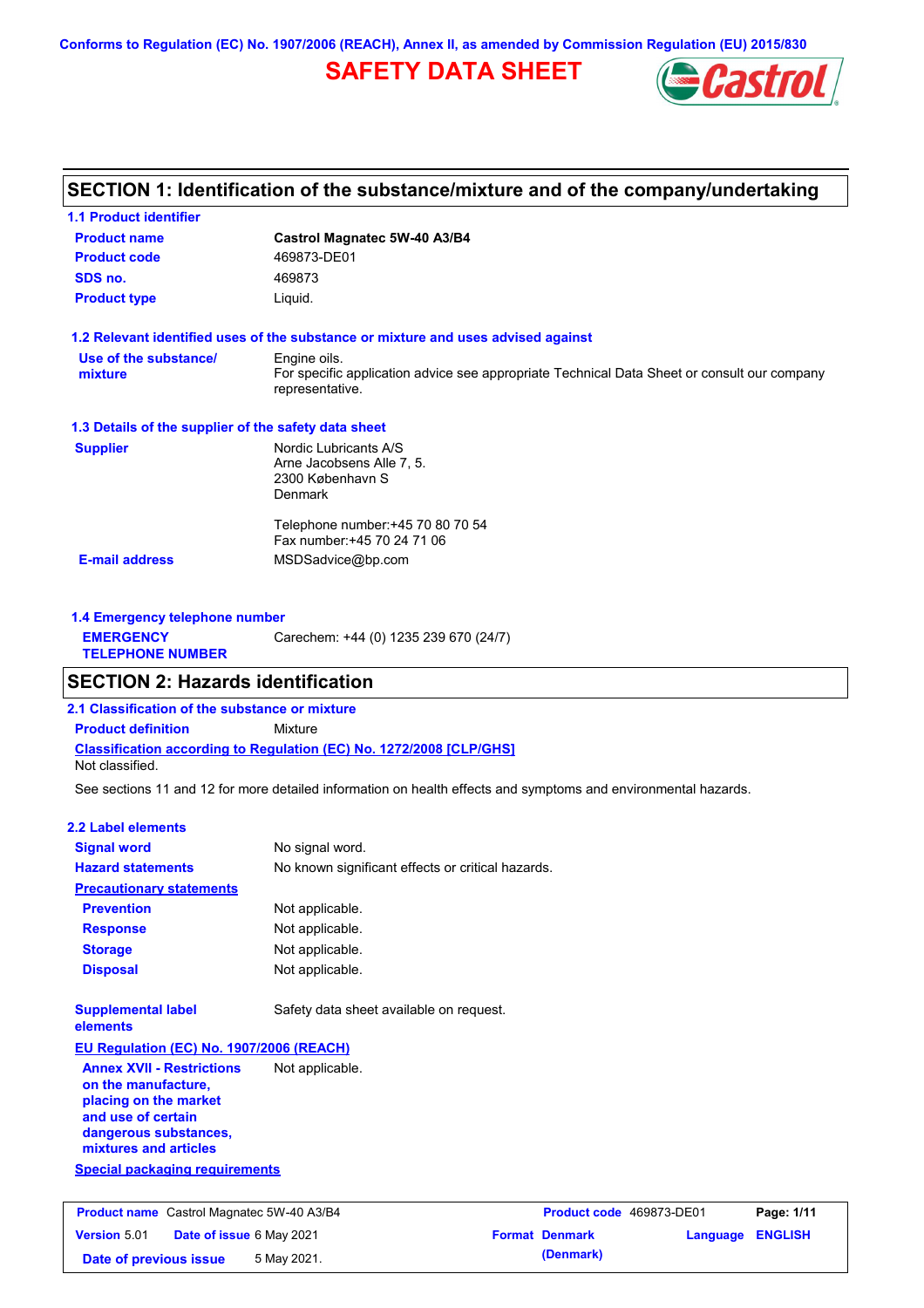Conforms to Regulation (EC) No. 1907/2006 (REACH), Annex II, as amended by Commission Regulation (EU) 2015/830

# SAFETY DATA SHEET

## SECTION 1: Identification of the substance/mixture and of the company/undertaking

### 1.1 Product identifier

| | |
|---|---|
| **Product name** | **Castrol Magnatec 5W-40 A3/B4** |
| **Product code** | 469873-DE01 |
| **SDS no.** | 469873 |
| **Product type** | Liquid. |

### 1.2 Relevant identified uses of the substance or mixture and uses advised against

**Use of the substance/ mixture**: Engine oils.
For specific application advice see appropriate Technical Data Sheet or consult our company representative.

### 1.3 Details of the supplier of the safety data sheet

**Supplier**: Nordic Lubricants A/S
Arne Jacobsens Alle 7, 5.
2300 København S
Denmark

Telephone number:+45 70 80 70 54
Fax number:+45 70 24 71 06

**E-mail address**: MSDSadvice@bp.com

### 1.4 Emergency telephone number

**EMERGENCY TELEPHONE NUMBER**: Carechem: +44 (0) 1235 239 670 (24/7)

## SECTION 2: Hazards identification

### 2.1 Classification of the substance or mixture

**Product definition**: Mixture

**Classification according to Regulation (EC) No. 1272/2008 [CLP/GHS]**

Not classified.

See sections 11 and 12 for more detailed information on health effects and symptoms and environmental hazards.

### 2.2 Label elements

**Signal word**: No signal word.

**Hazard statements**: No known significant effects or critical hazards.

**Precautionary statements**

**Prevention**: Not applicable.

**Response**: Not applicable.

**Storage**: Not applicable.

**Disposal**: Not applicable.

**Supplemental label elements**: Safety data sheet available on request.

**EU Regulation (EC) No. 1907/2006 (REACH)**

**Annex XVII - Restrictions on the manufacture, placing on the market and use of certain dangerous substances, mixtures and articles**: Not applicable.

**Special packaging requirements**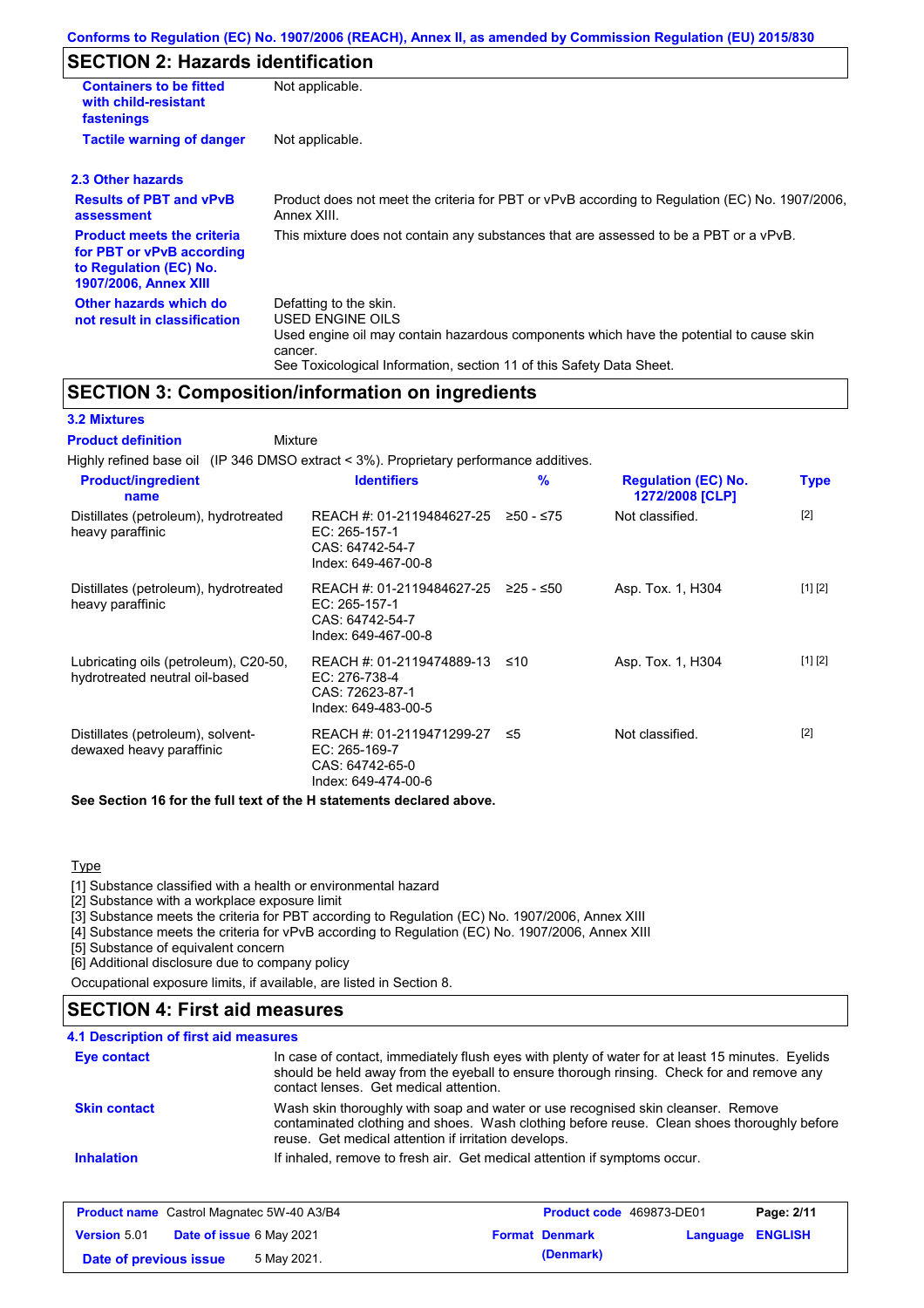## SECTION 2: Hazards identification

| | |
|---|---|
| **Containers to be fitted with child-resistant fastenings** | Not applicable. |
| **Tactile warning of danger** | Not applicable. |

### 2.3 Other hazards

| | |
|---|---|
| **Results of PBT and vPvB assessment** | Product does not meet the criteria for PBT or vPvB according to Regulation (EC) No. 1907/2006, Annex XIII. |
| **Product meets the criteria for PBT or vPvB according to Regulation (EC) No. 1907/2006, Annex XIII** | This mixture does not contain any substances that are assessed to be a PBT or a vPvB. |
| **Other hazards which do not result in classification** | Defatting to the skin.<br>USED ENGINE OILS<br>Used engine oil may contain hazardous components which have the potential to cause skin cancer.<br>See Toxicological Information, section 11 of this Safety Data Sheet. |

## SECTION 3: Composition/information on ingredients

### 3.2 Mixtures

**Product definition** Mixture

Highly refined base oil (IP 346 DMSO extract < 3%). Proprietary performance additives.

| Product/ingredient name | Identifiers | % | Regulation (EC) No. 1272/2008 [CLP] | Type |
|---|---|---|---|---|
| Distillates (petroleum), hydrotreated heavy paraffinic | REACH #: 01-2119484627-25<br>EC: 265-157-1<br>CAS: 64742-54-7<br>Index: 649-467-00-8 | ≥50 - ≤75 | Not classified. | [2] |
| Distillates (petroleum), hydrotreated heavy paraffinic | REACH #: 01-2119484627-25<br>EC: 265-157-1<br>CAS: 64742-54-7<br>Index: 649-467-00-8 | ≥25 - ≤50 | Asp. Tox. 1, H304 | [1] [2] |
| Lubricating oils (petroleum), C20-50, hydrotreated neutral oil-based | REACH #: 01-2119474889-13<br>EC: 276-738-4<br>CAS: 72623-87-1<br>Index: 649-483-00-5 | ≤10 | Asp. Tox. 1, H304 | [1] [2] |
| Distillates (petroleum), solvent-dewaxed heavy paraffinic | REACH #: 01-2119471299-27<br>EC: 265-169-7<br>CAS: 64742-65-0<br>Index: 649-474-00-6 | ≤5 | Not classified. | [2] |

**See Section 16 for the full text of the H statements declared above.**

Type

[1] Substance classified with a health or environmental hazard
[2] Substance with a workplace exposure limit
[3] Substance meets the criteria for PBT according to Regulation (EC) No. 1907/2006, Annex XIII
[4] Substance meets the criteria for vPvB according to Regulation (EC) No. 1907/2006, Annex XIII
[5] Substance of equivalent concern
[6] Additional disclosure due to company policy

Occupational exposure limits, if available, are listed in Section 8.

## SECTION 4: First aid measures

### 4.1 Description of first aid measures

| | |
|---|---|
| **Eye contact** | In case of contact, immediately flush eyes with plenty of water for at least 15 minutes. Eyelids should be held away from the eyeball to ensure thorough rinsing. Check for and remove any contact lenses. Get medical attention. |
| **Skin contact** | Wash skin thoroughly with soap and water or use recognised skin cleanser. Remove contaminated clothing and shoes. Wash clothing before reuse. Clean shoes thoroughly before reuse. Get medical attention if irritation develops. |
| **Inhalation** | If inhaled, remove to fresh air. Get medical attention if symptoms occur. |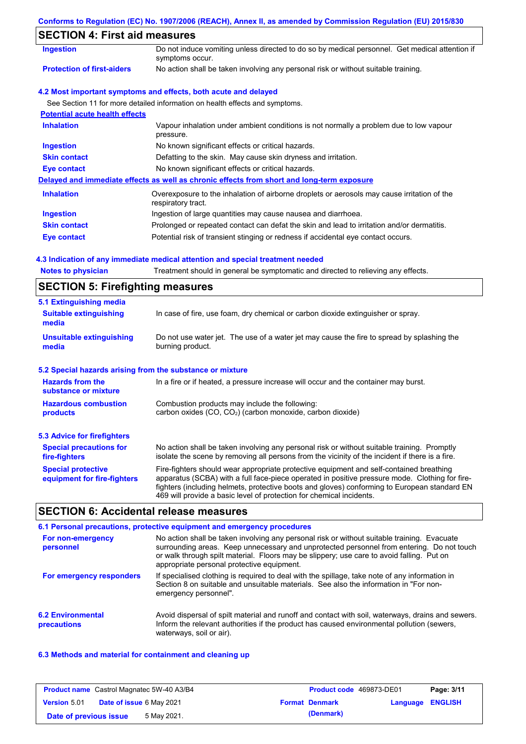## SECTION 4: First aid measures

| | |
|---|---|
| **Ingestion** | Do not induce vomiting unless directed to do so by medical personnel. Get medical attention if symptoms occur. |
| **Protection of first-aiders** | No action shall be taken involving any personal risk or without suitable training. |

### 4.2 Most important symptoms and effects, both acute and delayed

See Section 11 for more detailed information on health effects and symptoms.

**Potential acute health effects**

| | |
|---|---|
| **Inhalation** | Vapour inhalation under ambient conditions is not normally a problem due to low vapour pressure. |
| **Ingestion** | No known significant effects or critical hazards. |
| **Skin contact** | Defatting to the skin. May cause skin dryness and irritation. |
| **Eye contact** | No known significant effects or critical hazards. |

**Delayed and immediate effects as well as chronic effects from short and long-term exposure**

| | |
|---|---|
| **Inhalation** | Overexposure to the inhalation of airborne droplets or aerosols may cause irritation of the respiratory tract. |
| **Ingestion** | Ingestion of large quantities may cause nausea and diarrhoea. |
| **Skin contact** | Prolonged or repeated contact can defat the skin and lead to irritation and/or dermatitis. |
| **Eye contact** | Potential risk of transient stinging or redness if accidental eye contact occurs. |

### 4.3 Indication of any immediate medical attention and special treatment needed

| | |
|---|---|
| **Notes to physician** | Treatment should in general be symptomatic and directed to relieving any effects. |

## SECTION 5: Firefighting measures

### 5.1 Extinguishing media

| | |
|---|---|
| **Suitable extinguishing media** | In case of fire, use foam, dry chemical or carbon dioxide extinguisher or spray. |
| **Unsuitable extinguishing media** | Do not use water jet. The use of a water jet may cause the fire to spread by splashing the burning product. |

### 5.2 Special hazards arising from the substance or mixture

| | |
|---|---|
| **Hazards from the substance or mixture** | In a fire or if heated, a pressure increase will occur and the container may burst. |
| **Hazardous combustion products** | Combustion products may include the following: carbon oxides (CO, $CO_2$) (carbon monoxide, carbon dioxide) |

### 5.3 Advice for firefighters

| | |
|---|---|
| **Special precautions for fire-fighters** | No action shall be taken involving any personal risk or without suitable training. Promptly isolate the scene by removing all persons from the vicinity of the incident if there is a fire. |
| **Special protective equipment for fire-fighters** | Fire-fighters should wear appropriate protective equipment and self-contained breathing apparatus (SCBA) with a full face-piece operated in positive pressure mode. Clothing for fire-fighters (including helmets, protective boots and gloves) conforming to European standard EN 469 will provide a basic level of protection for chemical incidents. |

## SECTION 6: Accidental release measures

### 6.1 Personal precautions, protective equipment and emergency procedures

| | |
|---|---|
| **For non-emergency personnel** | No action shall be taken involving any personal risk or without suitable training. Evacuate surrounding areas. Keep unnecessary and unprotected personnel from entering. Do not touch or walk through spilt material. Floors may be slippery; use care to avoid falling. Put on appropriate personal protective equipment. |
| **For emergency responders** | If specialised clothing is required to deal with the spillage, take note of any information in Section 8 on suitable and unsuitable materials. See also the information in "For non-emergency personnel". |

| | |
|---|---|
| **6.2 Environmental precautions** | Avoid dispersal of spilt material and runoff and contact with soil, waterways, drains and sewers. Inform the relevant authorities if the product has caused environmental pollution (sewers, waterways, soil or air). |

### 6.3 Methods and material for containment and cleaning up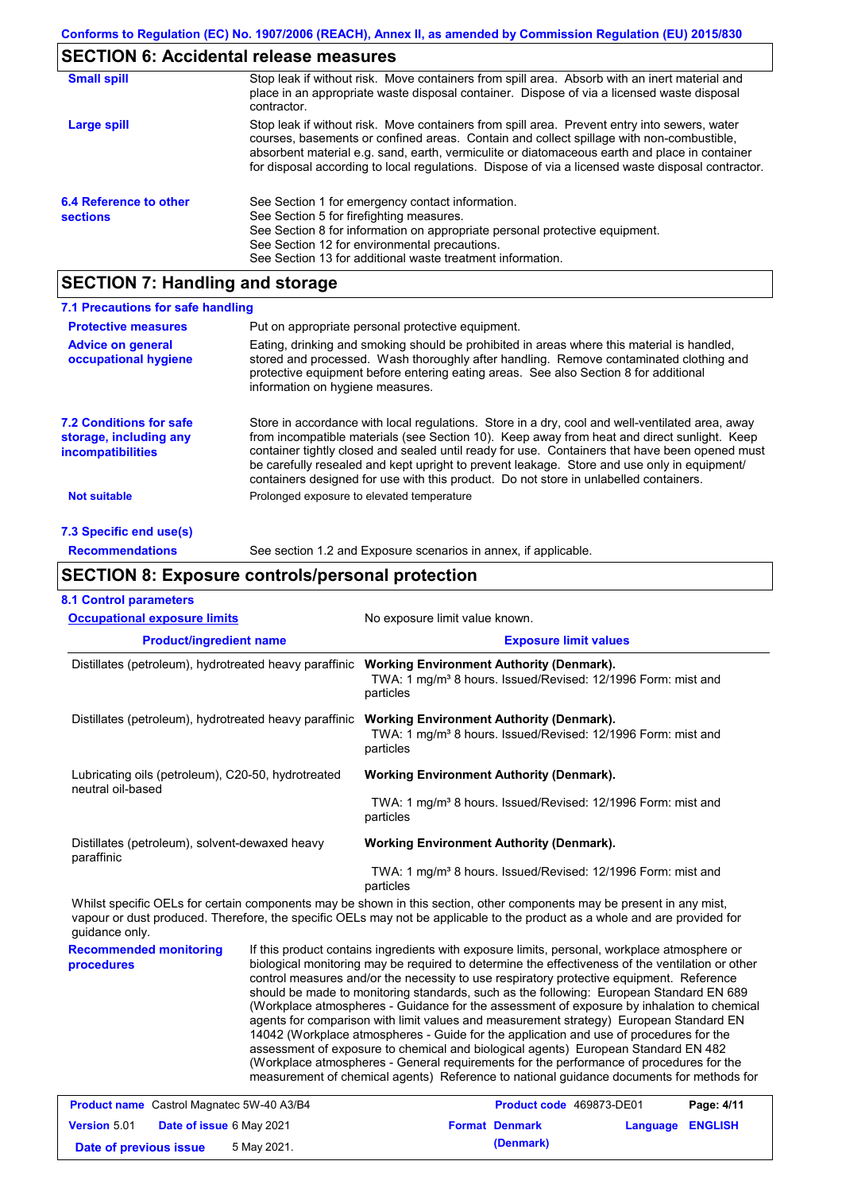## SECTION 6: Accidental release measures

**Small spill**

Stop leak if without risk. Move containers from spill area. Absorb with an inert material and place in an appropriate waste disposal container. Dispose of via a licensed waste disposal contractor.

**Large spill**

Stop leak if without risk. Move containers from spill area. Prevent entry into sewers, water courses, basements or confined areas. Contain and collect spillage with non-combustible, absorbent material e.g. sand, earth, vermiculite or diatomaceous earth and place in container for disposal according to local regulations. Dispose of via a licensed waste disposal contractor.

**6.4 Reference to other sections**

See Section 1 for emergency contact information.
See Section 5 for firefighting measures.
See Section 8 for information on appropriate personal protective equipment.
See Section 12 for environmental precautions.
See Section 13 for additional waste treatment information.

## SECTION 7: Handling and storage

### 7.1 Precautions for safe handling

**Protective measures**

Put on appropriate personal protective equipment.

**Advice on general occupational hygiene**

Eating, drinking and smoking should be prohibited in areas where this material is handled, stored and processed. Wash thoroughly after handling. Remove contaminated clothing and protective equipment before entering eating areas. See also Section 8 for additional information on hygiene measures.

**7.2 Conditions for safe storage, including any incompatibilities**

Store in accordance with local regulations. Store in a dry, cool and well-ventilated area, away from incompatible materials (see Section 10). Keep away from heat and direct sunlight. Keep container tightly closed and sealed until ready for use. Containers that have been opened must be carefully resealed and kept upright to prevent leakage. Store and use only in equipment/ containers designed for use with this product. Do not store in unlabelled containers.

**Not suitable**

Prolonged exposure to elevated temperature

### 7.3 Specific end use(s)

**Recommendations**

See section 1.2 and Exposure scenarios in annex, if applicable.

## SECTION 8: Exposure controls/personal protection

### 8.1 Control parameters

**Occupational exposure limits**

No exposure limit value known.

| Product/ingredient name | Exposure limit values |
|---|---|
| Distillates (petroleum), hydrotreated heavy paraffinic | **Working Environment Authority (Denmark).** TWA: 1 mg/m³ 8 hours. Issued/Revised: 12/1996 Form: mist and particles |
| Distillates (petroleum), hydrotreated heavy paraffinic | **Working Environment Authority (Denmark).** TWA: 1 mg/m³ 8 hours. Issued/Revised: 12/1996 Form: mist and particles |
| Lubricating oils (petroleum), C20-50, hydrotreated neutral oil-based | **Working Environment Authority (Denmark).** TWA: 1 mg/m³ 8 hours. Issued/Revised: 12/1996 Form: mist and particles |
| Distillates (petroleum), solvent-dewaxed heavy paraffinic | **Working Environment Authority (Denmark).** TWA: 1 mg/m³ 8 hours. Issued/Revised: 12/1996 Form: mist and particles |

Whilst specific OELs for certain components may be shown in this section, other components may be present in any mist, vapour or dust produced. Therefore, the specific OELs may not be applicable to the product as a whole and are provided for guidance only.

**Recommended monitoring procedures**

If this product contains ingredients with exposure limits, personal, workplace atmosphere or biological monitoring may be required to determine the effectiveness of the ventilation or other control measures and/or the necessity to use respiratory protective equipment. Reference should be made to monitoring standards, such as the following: European Standard EN 689 (Workplace atmospheres - Guidance for the assessment of exposure by inhalation to chemical agents for comparison with limit values and measurement strategy) European Standard EN 14042 (Workplace atmospheres - Guide for the application and use of procedures for the assessment of exposure to chemical and biological agents) European Standard EN 482 (Workplace atmospheres - General requirements for the performance of procedures for the measurement of chemical agents) Reference to national guidance documents for methods for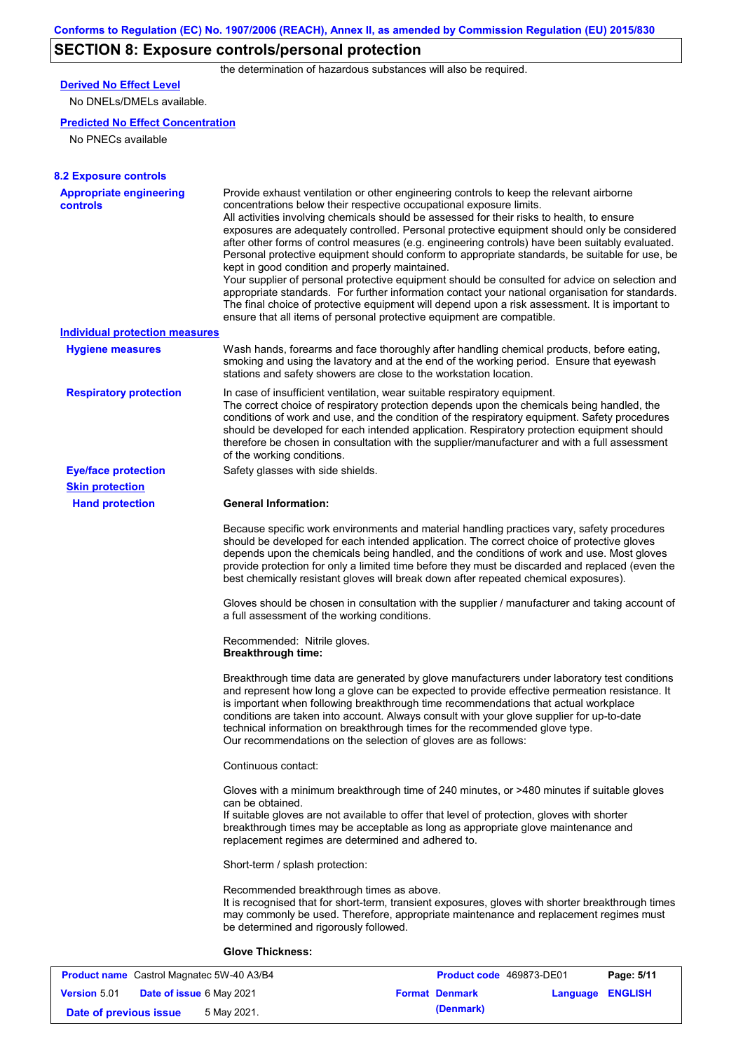## SECTION 8: Exposure controls/personal protection

the determination of hazardous substances will also be required.

**Derived No Effect Level**

No DNELs/DMELs available.

**Predicted No Effect Concentration**

No PNECs available

### 8.2 Exposure controls

**Appropriate engineering controls**

Provide exhaust ventilation or other engineering controls to keep the relevant airborne concentrations below their respective occupational exposure limits.
All activities involving chemicals should be assessed for their risks to health, to ensure exposures are adequately controlled. Personal protective equipment should only be considered after other forms of control measures (e.g. engineering controls) have been suitably evaluated. Personal protective equipment should conform to appropriate standards, be suitable for use, be kept in good condition and properly maintained.
Your supplier of personal protective equipment should be consulted for advice on selection and appropriate standards. For further information contact your national organisation for standards. The final choice of protective equipment will depend upon a risk assessment. It is important to ensure that all items of personal protective equipment are compatible.

**Individual protection measures**

**Hygiene measures**

Wash hands, forearms and face thoroughly after handling chemical products, before eating, smoking and using the lavatory and at the end of the working period. Ensure that eyewash stations and safety showers are close to the workstation location.

**Respiratory protection**

In case of insufficient ventilation, wear suitable respiratory equipment.
The correct choice of respiratory protection depends upon the chemicals being handled, the conditions of work and use, and the condition of the respiratory equipment. Safety procedures should be developed for each intended application. Respiratory protection equipment should therefore be chosen in consultation with the supplier/manufacturer and with a full assessment of the working conditions.

**Eye/face protection**

Safety glasses with side shields.

**Skin protection**

**Hand protection**

**General Information:**

Because specific work environments and material handling practices vary, safety procedures should be developed for each intended application. The correct choice of protective gloves depends upon the chemicals being handled, and the conditions of work and use. Most gloves provide protection for only a limited time before they must be discarded and replaced (even the best chemically resistant gloves will break down after repeated chemical exposures).

Gloves should be chosen in consultation with the supplier / manufacturer and taking account of a full assessment of the working conditions.

Recommended: Nitrile gloves.
**Breakthrough time:**

Breakthrough time data are generated by glove manufacturers under laboratory test conditions and represent how long a glove can be expected to provide effective permeation resistance. It is important when following breakthrough time recommendations that actual workplace conditions are taken into account. Always consult with your glove supplier for up-to-date technical information on breakthrough times for the recommended glove type.
Our recommendations on the selection of gloves are as follows:

Continuous contact:

Gloves with a minimum breakthrough time of 240 minutes, or >480 minutes if suitable gloves can be obtained.
If suitable gloves are not available to offer that level of protection, gloves with shorter breakthrough times may be acceptable as long as appropriate glove maintenance and replacement regimes are determined and adhered to.

Short-term / splash protection:

Recommended breakthrough times as above.
It is recognised that for short-term, transient exposures, gloves with shorter breakthrough times may commonly be used. Therefore, appropriate maintenance and replacement regimes must be determined and rigorously followed.

**Glove Thickness:**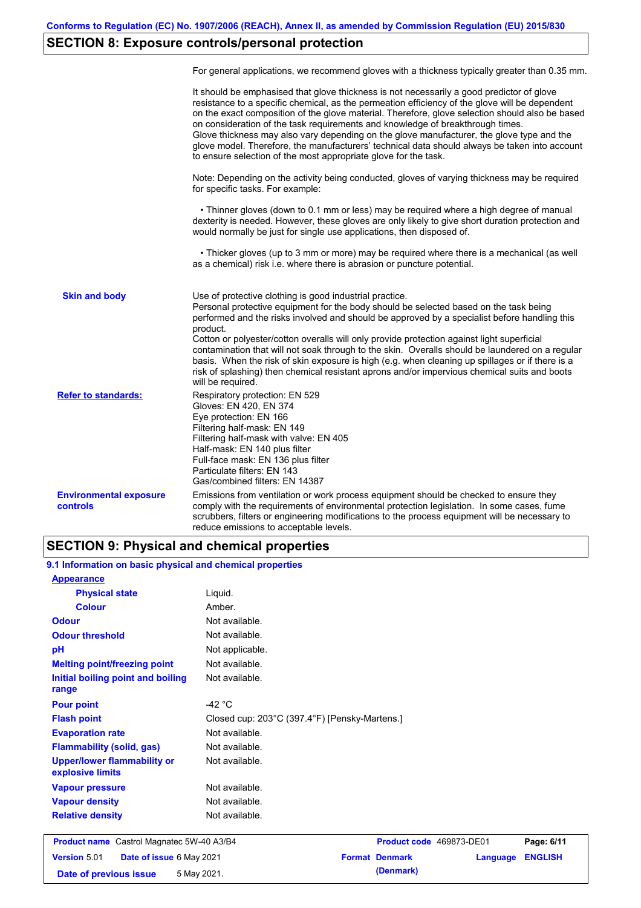## SECTION 8: Exposure controls/personal protection

For general applications, we recommend gloves with a thickness typically greater than 0.35 mm.

It should be emphasised that glove thickness is not necessarily a good predictor of glove resistance to a specific chemical, as the permeation efficiency of the glove will be dependent on the exact composition of the glove material. Therefore, glove selection should also be based on consideration of the task requirements and knowledge of breakthrough times.
Glove thickness may also vary depending on the glove manufacturer, the glove type and the glove model. Therefore, the manufacturers' technical data should always be taken into account to ensure selection of the most appropriate glove for the task.

Note: Depending on the activity being conducted, gloves of varying thickness may be required for specific tasks. For example:

- Thinner gloves (down to 0.1 mm or less) may be required where a high degree of manual dexterity is needed. However, these gloves are only likely to give short duration protection and would normally be just for single use applications, then disposed of.

- Thicker gloves (up to 3 mm or more) may be required where there is a mechanical (as well as a chemical) risk i.e. where there is abrasion or puncture potential.

**Skin and body**

Use of protective clothing is good industrial practice.
Personal protective equipment for the body should be selected based on the task being performed and the risks involved and should be approved by a specialist before handling this product.
Cotton or polyester/cotton overalls will only provide protection against light superficial contamination that will not soak through to the skin. Overalls should be laundered on a regular basis. When the risk of skin exposure is high (e.g. when cleaning up spillages or if there is a risk of splashing) then chemical resistant aprons and/or impervious chemical suits and boots will be required.

**Refer to standards:**

Respiratory protection: EN 529
Gloves: EN 420, EN 374
Eye protection: EN 166
Filtering half-mask: EN 149
Filtering half-mask with valve: EN 405
Half-mask: EN 140 plus filter
Full-face mask: EN 136 plus filter
Particulate filters: EN 143
Gas/combined filters: EN 14387

**Environmental exposure controls**

Emissions from ventilation or work process equipment should be checked to ensure they comply with the requirements of environmental protection legislation. In some cases, fume scrubbers, filters or engineering modifications to the process equipment will be necessary to reduce emissions to acceptable levels.

## SECTION 9: Physical and chemical properties

### 9.1 Information on basic physical and chemical properties

| Property | Value |
|---|---|
| **Appearance** | |
| Physical state | Liquid. |
| Colour | Amber. |
| Odour | Not available. |
| Odour threshold | Not available. |
| pH | Not applicable. |
| Melting point/freezing point | Not available. |
| Initial boiling point and boiling range | Not available. |
| Pour point | -42 °C |
| Flash point | Closed cup: 203°C (397.4°F) [Pensky-Martens.] |
| Evaporation rate | Not available. |
| Flammability (solid, gas) | Not available. |
| Upper/lower flammability or explosive limits | Not available. |
| Vapour pressure | Not available. |
| Vapour density | Not available. |
| Relative density | Not available. |

| Product name Castrol Magnatec 5W-40 A3/B4 | Product code 469873-DE01 | Page: 6/11 |
|---|---|---|
| Version 5.01 Date of issue 6 May 2021 | Format Denmark (Denmark) | Language ENGLISH |
| Date of previous issue 5 May 2021. | | |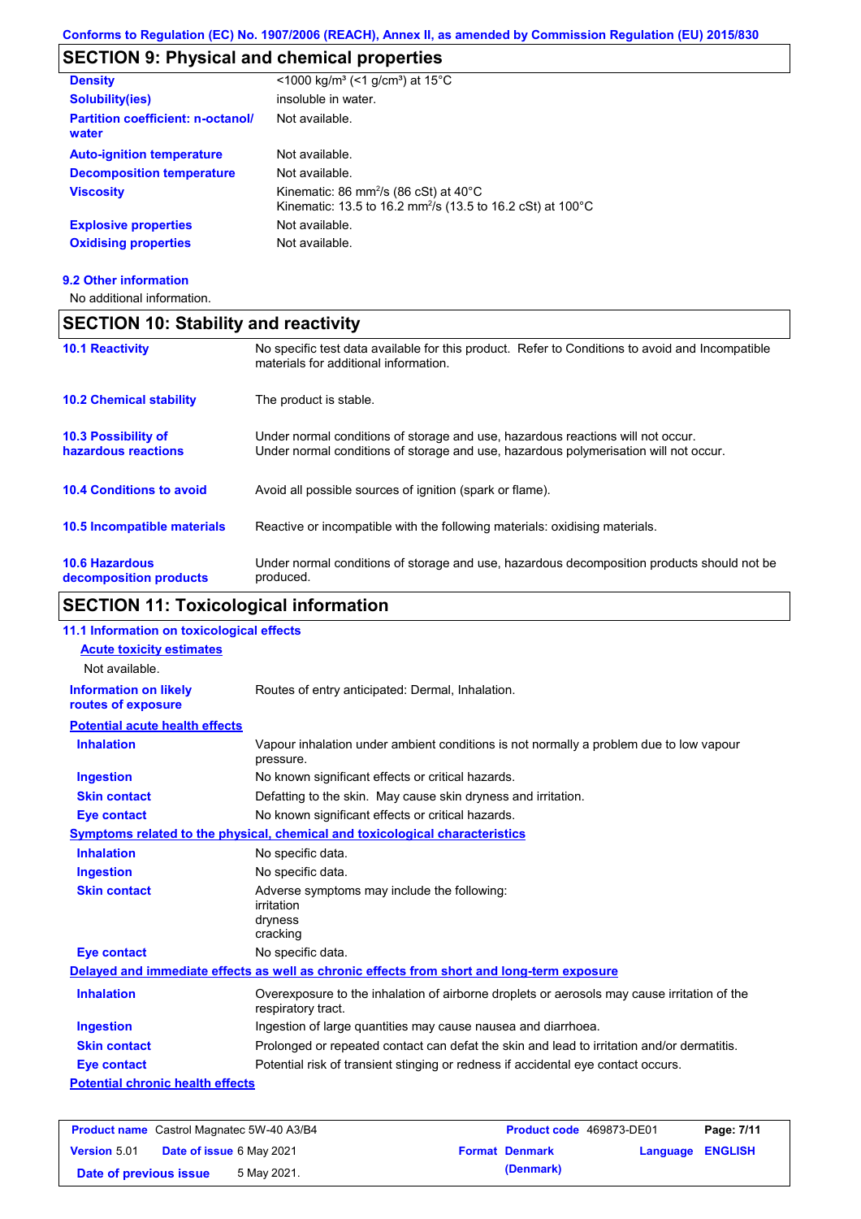## SECTION 9: Physical and chemical properties

| | |
|---|---|
| **Density** | <1000 kg/m³ (<1 g/cm³) at 15°C |
| **Solubility(ies)** | insoluble in water. |
| **Partition coefficient: n-octanol/ water** | Not available. |
| **Auto-ignition temperature** | Not available. |
| **Decomposition temperature** | Not available. |
| **Viscosity** | Kinematic: 86 $mm^2/s$ (86 cSt) at 40°C<br>Kinematic: 13.5 to 16.2 $mm^2/s$ (13.5 to 16.2 cSt) at 100°C |
| **Explosive properties** | Not available. |
| **Oxidising properties** | Not available. |

### 9.2 Other information

No additional information.

## SECTION 10: Stability and reactivity

| | |
|---|---|
| **10.1 Reactivity** | No specific test data available for this product. Refer to Conditions to avoid and Incompatible materials for additional information. |
| **10.2 Chemical stability** | The product is stable. |
| **10.3 Possibility of hazardous reactions** | Under normal conditions of storage and use, hazardous reactions will not occur.<br>Under normal conditions of storage and use, hazardous polymerisation will not occur. |
| **10.4 Conditions to avoid** | Avoid all possible sources of ignition (spark or flame). |
| **10.5 Incompatible materials** | Reactive or incompatible with the following materials: oxidising materials. |
| **10.6 Hazardous decomposition products** | Under normal conditions of storage and use, hazardous decomposition products should not be produced. |

## SECTION 11: Toxicological information

### 11.1 Information on toxicological effects

**Acute toxicity estimates**

Not available.

| | |
|---|---|
| **Information on likely routes of exposure** | Routes of entry anticipated: Dermal, Inhalation. |

**Potential acute health effects**

| | |
|---|---|
| **Inhalation** | Vapour inhalation under ambient conditions is not normally a problem due to low vapour pressure. |
| **Ingestion** | No known significant effects or critical hazards. |
| **Skin contact** | Defatting to the skin. May cause skin dryness and irritation. |
| **Eye contact** | No known significant effects or critical hazards. |

**Symptoms related to the physical, chemical and toxicological characteristics**

| | |
|---|---|
| **Inhalation** | No specific data. |
| **Ingestion** | No specific data. |
| **Skin contact** | Adverse symptoms may include the following:<br>irritation<br>dryness<br>cracking |
| **Eye contact** | No specific data. |

**Delayed and immediate effects as well as chronic effects from short and long-term exposure**

| | |
|---|---|
| **Inhalation** | Overexposure to the inhalation of airborne droplets or aerosols may cause irritation of the respiratory tract. |
| **Ingestion** | Ingestion of large quantities may cause nausea and diarrhoea. |
| **Skin contact** | Prolonged or repeated contact can defat the skin and lead to irritation and/or dermatitis. |
| **Eye contact** | Potential risk of transient stinging or redness if accidental eye contact occurs. |

**Potential chronic health effects**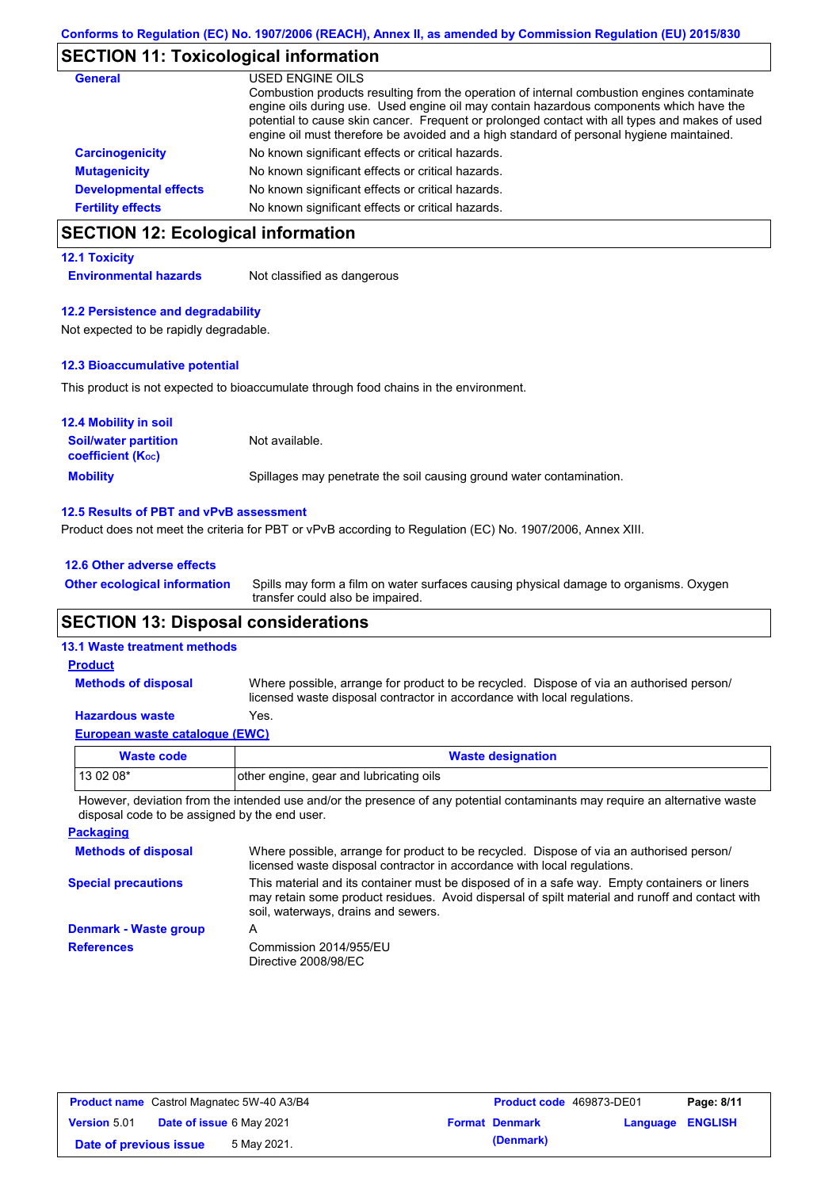Conforms to Regulation (EC) No. 1907/2006 (REACH), Annex II, as amended by Commission Regulation (EU) 2015/830

## SECTION 11: Toxicological information

**General**

USED ENGINE OILS
Combustion products resulting from the operation of internal combustion engines contaminate engine oils during use. Used engine oil may contain hazardous components which have the potential to cause skin cancer. Frequent or prolonged contact with all types and makes of used engine oil must therefore be avoided and a high standard of personal hygiene maintained.

**Carcinogenicity** No known significant effects or critical hazards.

**Mutagenicity** No known significant effects or critical hazards.

**Developmental effects** No known significant effects or critical hazards.

**Fertility effects** No known significant effects or critical hazards.

## SECTION 12: Ecological information

### 12.1 Toxicity

**Environmental hazards** Not classified as dangerous

### 12.2 Persistence and degradability

Not expected to be rapidly degradable.

### 12.3 Bioaccumulative potential

This product is not expected to bioaccumulate through food chains in the environment.

### 12.4 Mobility in soil

**Soil/water partition coefficient ($K_{OC}$)** Not available.

**Mobility** Spillages may penetrate the soil causing ground water contamination.

### 12.5 Results of PBT and vPvB assessment

Product does not meet the criteria for PBT or vPvB according to Regulation (EC) No. 1907/2006, Annex XIII.

### 12.6 Other adverse effects

**Other ecological information** Spills may form a film on water surfaces causing physical damage to organisms. Oxygen transfer could also be impaired.

## SECTION 13: Disposal considerations

### 13.1 Waste treatment methods

**Product**

**Methods of disposal** Where possible, arrange for product to be recycled. Dispose of via an authorised person/ licensed waste disposal contractor in accordance with local regulations.

**Hazardous waste** Yes.

**European waste catalogue (EWC)**

| Waste code | Waste designation |
|---|---|
| 13 02 08* | other engine, gear and lubricating oils |

However, deviation from the intended use and/or the presence of any potential contaminants may require an alternative waste disposal code to be assigned by the end user.

**Packaging**

**Methods of disposal** Where possible, arrange for product to be recycled. Dispose of via an authorised person/ licensed waste disposal contractor in accordance with local regulations.

**Special precautions** This material and its container must be disposed of in a safe way. Empty containers or liners may retain some product residues. Avoid dispersal of spilt material and runoff and contact with soil, waterways, drains and sewers.

**Denmark - Waste group** A

**References** Commission 2014/955/EU
Directive 2008/98/EC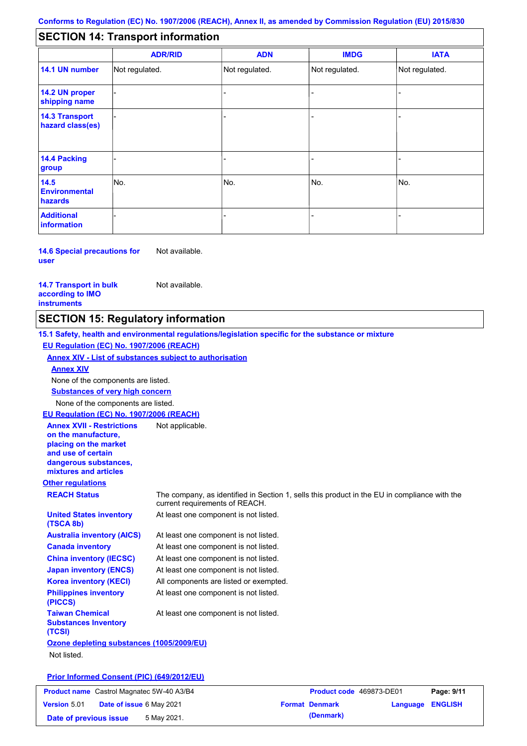## SECTION 14: Transport information

| | ADR/RID | ADN | IMDG | IATA |
|---|---|---|---|---|
| 14.1 UN number | Not regulated. | Not regulated. | Not regulated. | Not regulated. |
| 14.2 UN proper shipping name | - | - | - | - |
| 14.3 Transport hazard class(es) | - | - | - | - |
| 14.4 Packing group | - | - | - | - |
| 14.5 Environmental hazards | No. | No. | No. | No. |
| Additional information | - | - | - | - |

**14.6 Special precautions for user** Not available.

**14.7 Transport in bulk according to IMO instruments** Not available.

## SECTION 15: Regulatory information

**15.1 Safety, health and environmental regulations/legislation specific for the substance or mixture**

**EU Regulation (EC) No. 1907/2006 (REACH)**

**Annex XIV - List of substances subject to authorisation**

**Annex XIV**

None of the components are listed.

**Substances of very high concern**

None of the components are listed.

**EU Regulation (EC) No. 1907/2006 (REACH)**

**Annex XVII - Restrictions on the manufacture, placing on the market and use of certain dangerous substances, mixtures and articles** Not applicable.

**Other regulations**

| | |
|---|---|
| **REACH Status** | The company, as identified in Section 1, sells this product in the EU in compliance with the current requirements of REACH. |
| **United States inventory (TSCA 8b)** | At least one component is not listed. |
| **Australia inventory (AICS)** | At least one component is not listed. |
| **Canada inventory** | At least one component is not listed. |
| **China inventory (IECSC)** | At least one component is not listed. |
| **Japan inventory (ENCS)** | At least one component is not listed. |
| **Korea inventory (KECI)** | All components are listed or exempted. |
| **Philippines inventory (PICCS)** | At least one component is not listed. |
| **Taiwan Chemical Substances Inventory (TCSI)** | At least one component is not listed. |

**Ozone depleting substances (1005/2009/EU)**

Not listed.

**Prior Informed Consent (PIC) (649/2012/EU)**

| | | | |
|---|---|---|---|
| **Product name** Castrol Magnatec 5W-40 A3/B4 | | **Product code** 469873-DE01 | **Page:** 9/11 |
| **Version** 5.01 | **Date of issue** 6 May 2021 | **Format** Denmark (Denmark) | **Language** ENGLISH |
| **Date of previous issue** | 5 May 2021. | | |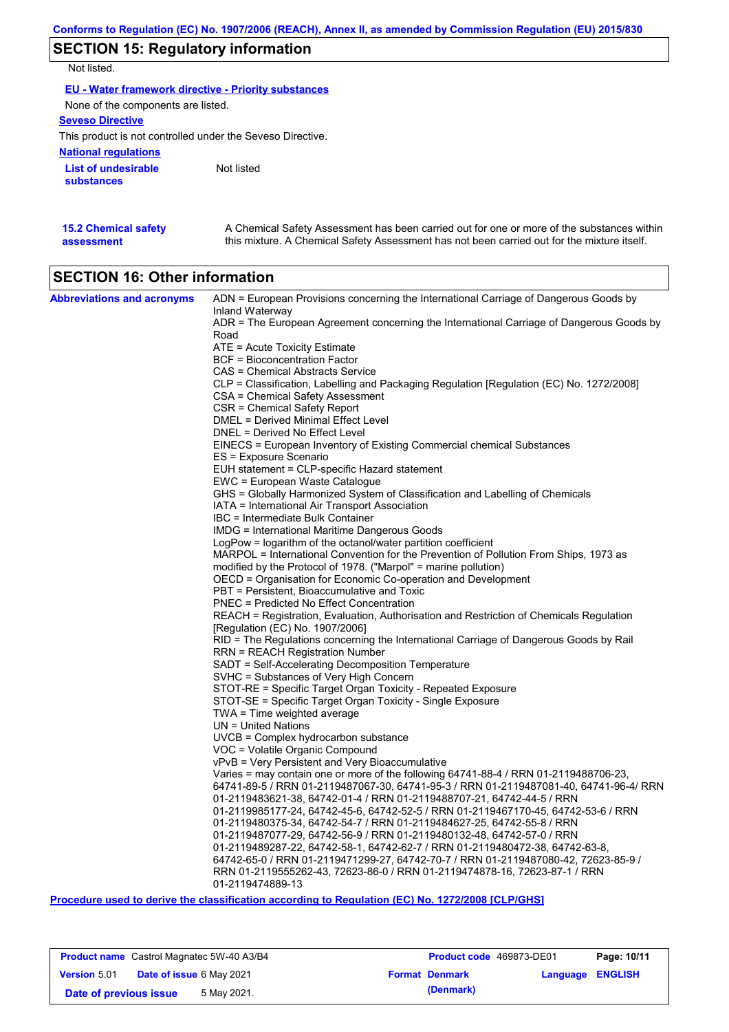## SECTION 15: Regulatory information

Not listed.

**EU - Water framework directive - Priority substances**

None of the components are listed.

**Seveso Directive**

This product is not controlled under the Seveso Directive.

**National regulations**

**List of undesirable substances**: Not listed

**15.2 Chemical safety assessment**: A Chemical Safety Assessment has been carried out for one or more of the substances within this mixture. A Chemical Safety Assessment has not been carried out for the mixture itself.

## SECTION 16: Other information

**Abbreviations and acronyms**

ADN = European Provisions concerning the International Carriage of Dangerous Goods by Inland Waterway
ADR = The European Agreement concerning the International Carriage of Dangerous Goods by Road
ATE = Acute Toxicity Estimate
BCF = Bioconcentration Factor
CAS = Chemical Abstracts Service
CLP = Classification, Labelling and Packaging Regulation [Regulation (EC) No. 1272/2008]
CSA = Chemical Safety Assessment
CSR = Chemical Safety Report
DMEL = Derived Minimal Effect Level
DNEL = Derived No Effect Level
EINECS = European Inventory of Existing Commercial chemical Substances
ES = Exposure Scenario
EUH statement = CLP-specific Hazard statement
EWC = European Waste Catalogue
GHS = Globally Harmonized System of Classification and Labelling of Chemicals
IATA = International Air Transport Association
IBC = Intermediate Bulk Container
IMDG = International Maritime Dangerous Goods
LogPow = logarithm of the octanol/water partition coefficient
MARPOL = International Convention for the Prevention of Pollution From Ships, 1973 as modified by the Protocol of 1978. ("Marpol" = marine pollution)
OECD = Organisation for Economic Co-operation and Development
PBT = Persistent, Bioaccumulative and Toxic
PNEC = Predicted No Effect Concentration
REACH = Registration, Evaluation, Authorisation and Restriction of Chemicals Regulation [Regulation (EC) No. 1907/2006]
RID = The Regulations concerning the International Carriage of Dangerous Goods by Rail
RRN = REACH Registration Number
SADT = Self-Accelerating Decomposition Temperature
SVHC = Substances of Very High Concern
STOT-RE = Specific Target Organ Toxicity - Repeated Exposure
STOT-SE = Specific Target Organ Toxicity - Single Exposure
TWA = Time weighted average
UN = United Nations
UVCB = Complex hydrocarbon substance
VOC = Volatile Organic Compound
vPvB = Very Persistent and Very Bioaccumulative
Varies = may contain one or more of the following 64741-88-4 / RRN 01-2119488706-23, 64741-89-5 / RRN 01-2119487067-30, 64741-95-3 / RRN 01-2119487081-40, 64741-96-4/ RRN 01-2119483621-38, 64742-01-4 / RRN 01-2119488707-21, 64742-44-5 / RRN 01-2119985177-24, 64742-45-6, 64742-52-5 / RRN 01-2119467170-45, 64742-53-6 / RRN 01-2119480375-34, 64742-54-7 / RRN 01-2119484627-25, 64742-55-8 / RRN 01-2119487077-29, 64742-56-9 / RRN 01-2119480132-48, 64742-57-0 / RRN 01-2119489287-22, 64742-58-1, 64742-62-7 / RRN 01-2119480472-38, 64742-63-8, 64742-65-0 / RRN 01-2119471299-27, 64742-70-7 / RRN 01-2119487080-42, 72623-85-9 / RRN 01-2119555262-43, 72623-86-0 / RRN 01-2119474878-16, 72623-87-1 / RRN 01-2119474889-13

**Procedure used to derive the classification according to Regulation (EC) No. 1272/2008 [CLP/GHS]**

| **Product name** Castrol Magnatec 5W-40 A3/B4 | **Product code** 469873-DE01 | **Page:** 10/11 |
|---|---|---|
| **Version** 5.01 **Date of issue** 6 May 2021 | **Format** Denmark (Denmark) | **Language** ENGLISH |
| **Date of previous issue** 5 May 2021. | | |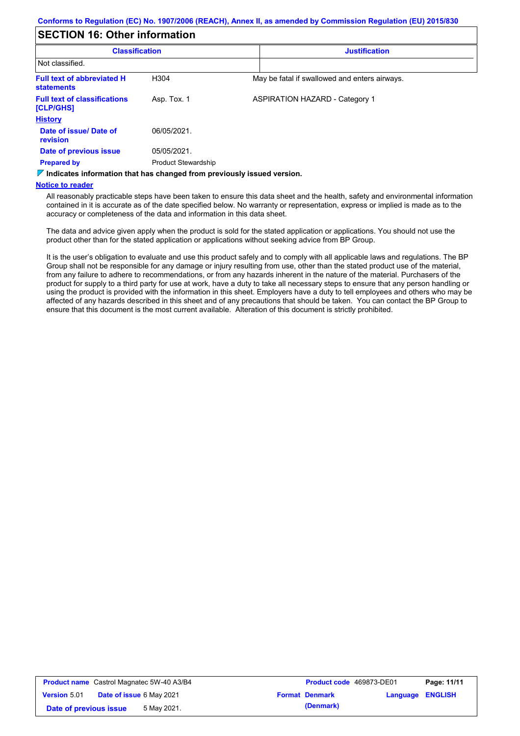Conforms to Regulation (EC) No. 1907/2006 (REACH), Annex II, as amended by Commission Regulation (EU) 2015/830

## SECTION 16: Other information

| Classification | Justification |
| --- | --- |
| Not classified. | |

| | | |
| --- | --- | --- |
| **Full text of abbreviated H statements** | H304 | May be fatal if swallowed and enters airways. |
| **Full text of classifications [CLP/GHS]** | Asp. Tox. 1 | ASPIRATION HAZARD - Category 1 |

**History**

| | |
| --- | --- |
| **Date of issue/ Date of revision** | 06/05/2021. |
| **Date of previous issue** | 05/05/2021. |
| **Prepared by** | Product Stewardship |

**Indicates information that has changed from previously issued version.**

**Notice to reader**

All reasonably practicable steps have been taken to ensure this data sheet and the health, safety and environmental information contained in it is accurate as of the date specified below. No warranty or representation, express or implied is made as to the accuracy or completeness of the data and information in this data sheet.

The data and advice given apply when the product is sold for the stated application or applications. You should not use the product other than for the stated application or applications without seeking advice from BP Group.

It is the user's obligation to evaluate and use this product safely and to comply with all applicable laws and regulations. The BP Group shall not be responsible for any damage or injury resulting from use, other than the stated product use of the material, from any failure to adhere to recommendations, or from any hazards inherent in the nature of the material. Purchasers of the product for supply to a third party for use at work, have a duty to take all necessary steps to ensure that any person handling or using the product is provided with the information in this sheet. Employers have a duty to tell employees and others who may be affected of any hazards described in this sheet and of any precautions that should be taken. You can contact the BP Group to ensure that this document is the most current available. Alteration of this document is strictly prohibited.